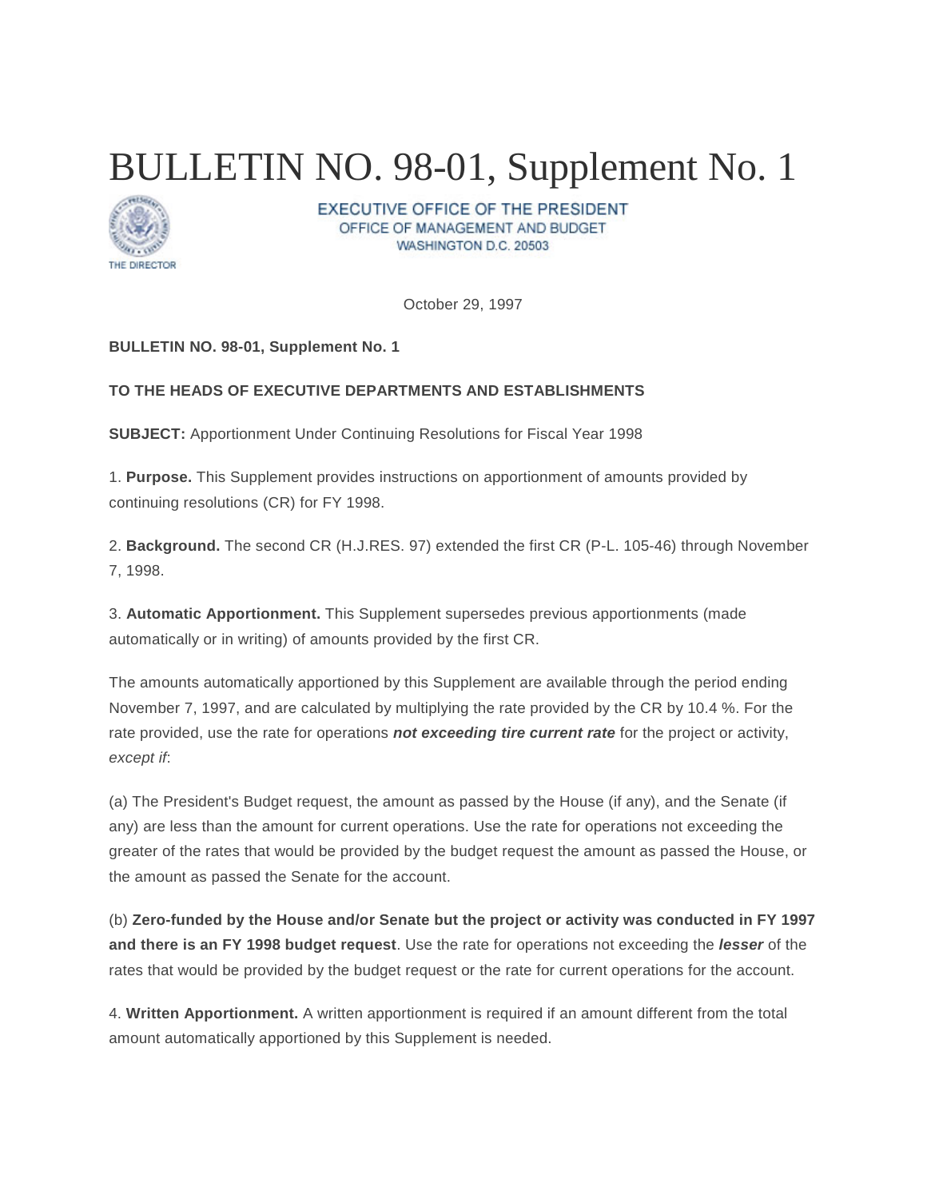# BULLETIN NO. 98-01, Supplement No. 1

EXECUTIVE OFFICE OF THE PRESIDENT
OFFICE OF MANAGEMENT AND BUDGET
WASHINGTON D.C. 20503

THE DIRECTOR

October 29, 1997

**BULLETIN NO. 98-01, Supplement No. 1**

**TO THE HEADS OF EXECUTIVE DEPARTMENTS AND ESTABLISHMENTS**

**SUBJECT:** Apportionment Under Continuing Resolutions for Fiscal Year 1998

1. **Purpose.** This Supplement provides instructions on apportionment of amounts provided by continuing resolutions (CR) for FY 1998.

2. **Background.** The second CR (H.J.RES. 97) extended the first CR (P-L. 105-46) through November 7, 1998.

3. **Automatic Apportionment.** This Supplement supersedes previous apportionments (made automatically or in writing) of amounts provided by the first CR.

The amounts automatically apportioned by this Supplement are available through the period ending November 7, 1997, and are calculated by multiplying the rate provided by the CR by 10.4 %. For the rate provided, use the rate for operations ***not exceeding tire current rate*** for the project or activity, *except if*:

(a) The President's Budget request, the amount as passed by the House (if any), and the Senate (if any) are less than the amount for current operations. Use the rate for operations not exceeding the greater of the rates that would be provided by the budget request the amount as passed the House, or the amount as passed the Senate for the account.

(b) **Zero-funded by the House and/or Senate but the project or activity was conducted in FY 1997 and there is an FY 1998 budget request**. Use the rate for operations not exceeding the ***lesser*** of the rates that would be provided by the budget request or the rate for current operations for the account.

4. **Written Apportionment.** A written apportionment is required if an amount different from the total amount automatically apportioned by this Supplement is needed.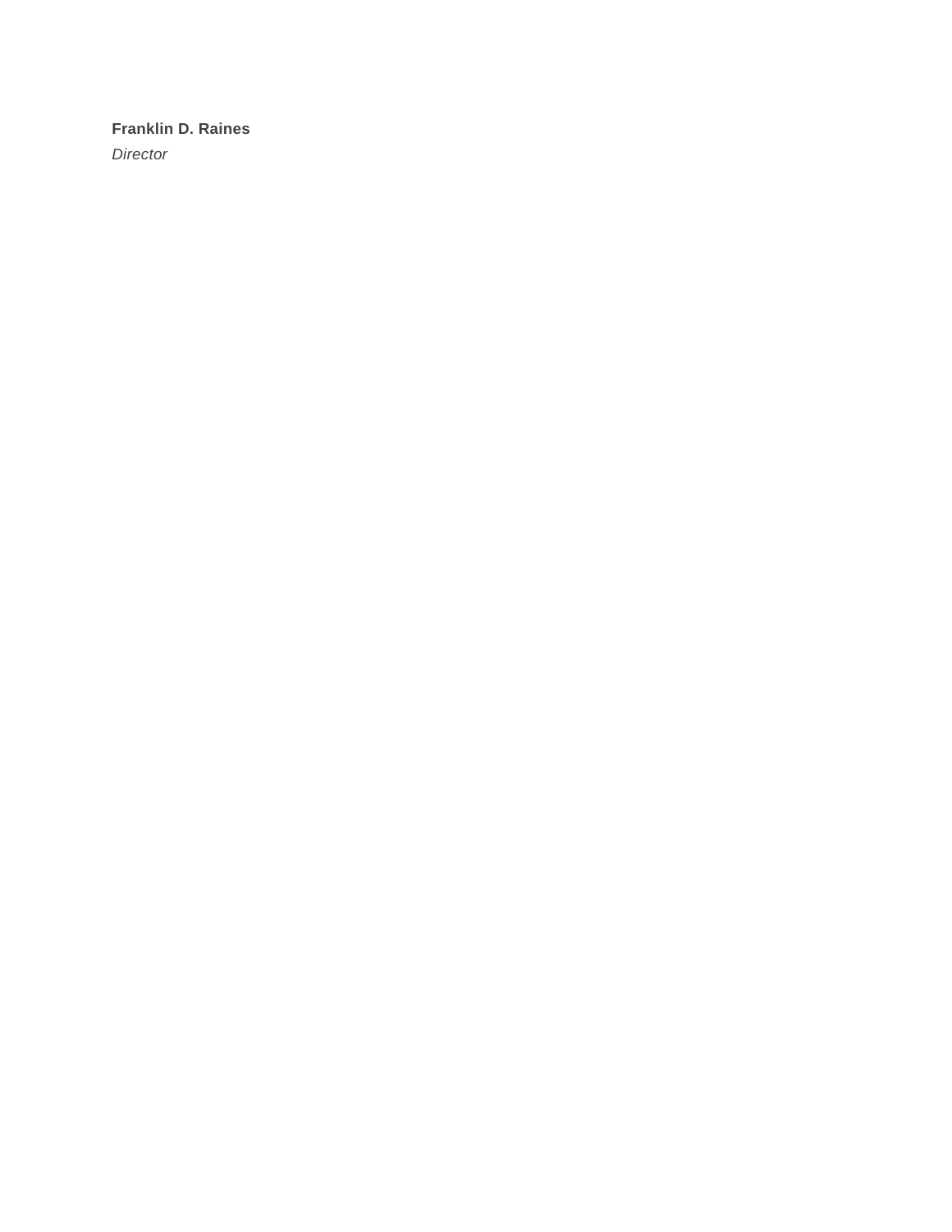**Franklin D. Raines**
*Director*